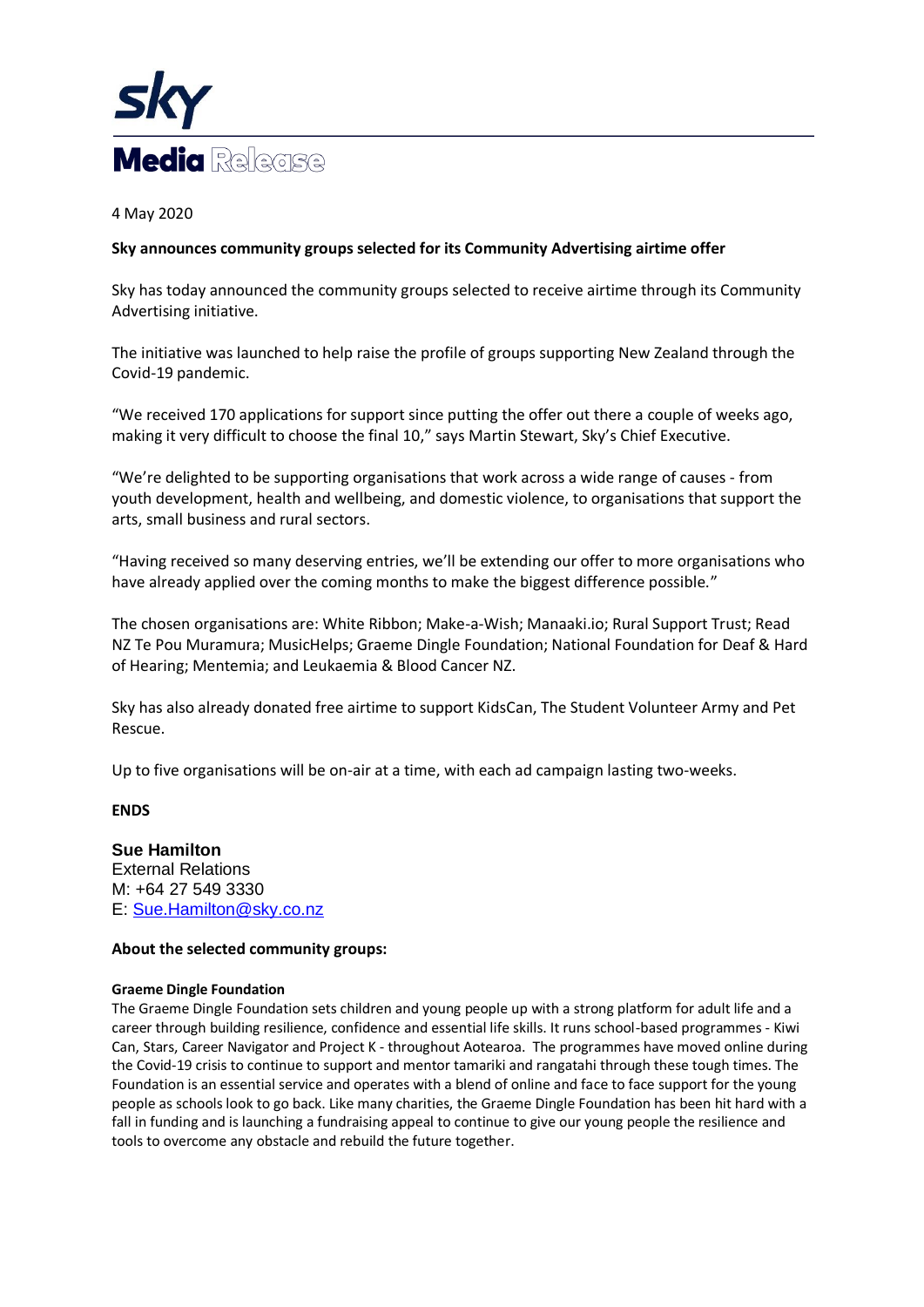**sky**

# Media Release

4 May 2020

**Sky announces community groups selected for its Community Advertising airtime offer**

Sky has today announced the community groups selected to receive airtime through its Community Advertising initiative.

The initiative was launched to help raise the profile of groups supporting New Zealand through the Covid-19 pandemic.

"We received 170 applications for support since putting the offer out there a couple of weeks ago, making it very difficult to choose the final 10," says Martin Stewart, Sky's Chief Executive.

"We're delighted to be supporting organisations that work across a wide range of causes - from youth development, health and wellbeing, and domestic violence, to organisations that support the arts, small business and rural sectors.

"Having received so many deserving entries, we'll be extending our offer to more organisations who have already applied over the coming months to make the biggest difference possible."

The chosen organisations are: White Ribbon; Make-a-Wish; Manaaki.io; Rural Support Trust; Read NZ Te Pou Muramura; MusicHelps; Graeme Dingle Foundation; National Foundation for Deaf & Hard of Hearing; Mentemia; and Leukaemia & Blood Cancer NZ.

Sky has also already donated free airtime to support KidsCan, The Student Volunteer Army and Pet Rescue.

Up to five organisations will be on-air at a time, with each ad campaign lasting two-weeks.

**ENDS**

**Sue Hamilton**
External Relations
M: +64 27 549 3330
E: Sue.Hamilton@sky.co.nz

**About the selected community groups:**

**Graeme Dingle Foundation**
The Graeme Dingle Foundation sets children and young people up with a strong platform for adult life and a career through building resilience, confidence and essential life skills. It runs school-based programmes - Kiwi Can, Stars, Career Navigator and Project K - throughout Aotearoa. The programmes have moved online during the Covid-19 crisis to continue to support and mentor tamariki and rangatahi through these tough times. The Foundation is an essential service and operates with a blend of online and face to face support for the young people as schools look to go back. Like many charities, the Graeme Dingle Foundation has been hit hard with a fall in funding and is launching a fundraising appeal to continue to give our young people the resilience and tools to overcome any obstacle and rebuild the future together.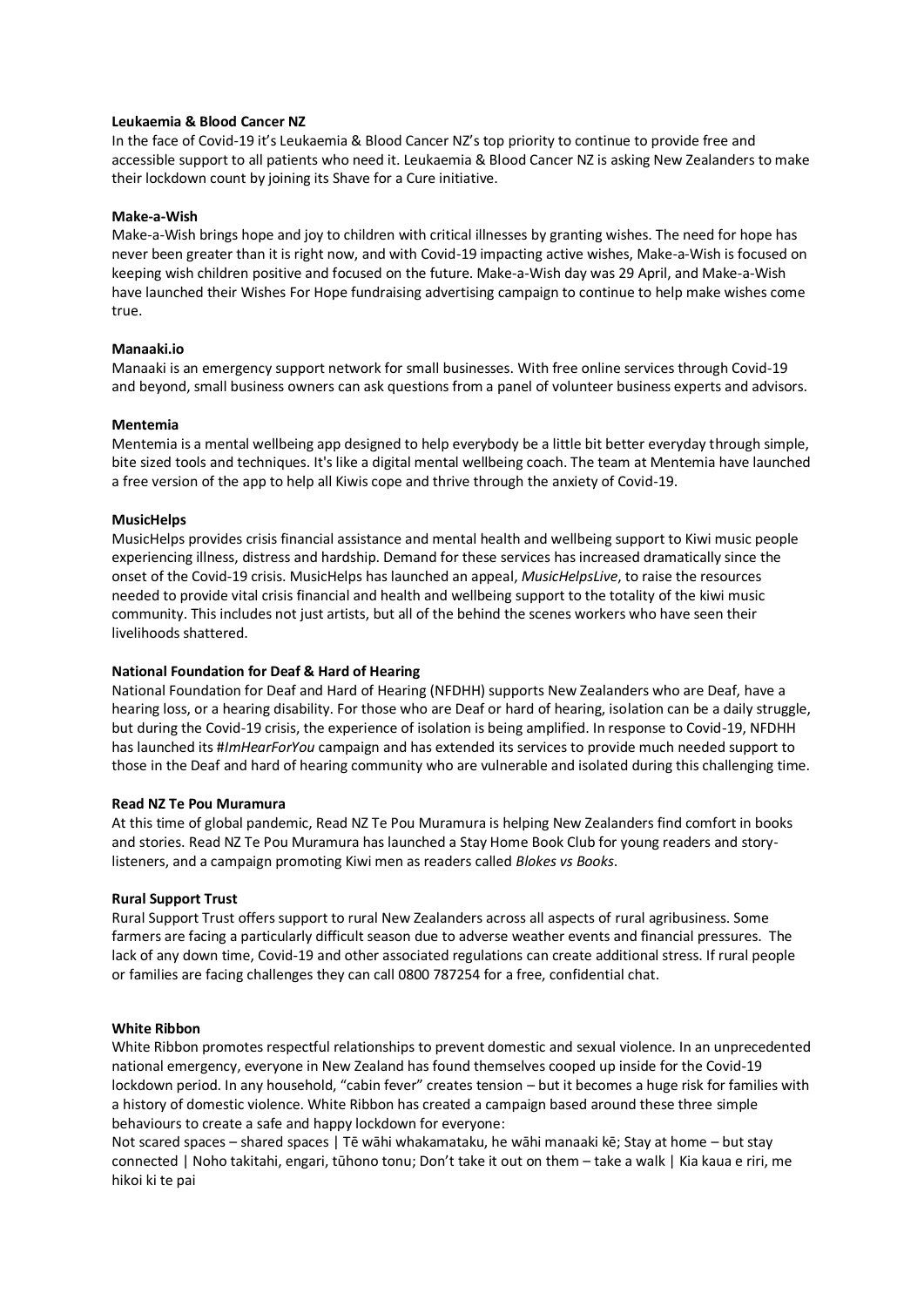**Leukaemia & Blood Cancer NZ**

In the face of Covid-19 it's Leukaemia & Blood Cancer NZ's top priority to continue to provide free and accessible support to all patients who need it. Leukaemia & Blood Cancer NZ is asking New Zealanders to make their lockdown count by joining its Shave for a Cure initiative.

**Make-a-Wish**

Make-a-Wish brings hope and joy to children with critical illnesses by granting wishes. The need for hope has never been greater than it is right now, and with Covid-19 impacting active wishes, Make-a-Wish is focused on keeping wish children positive and focused on the future. Make-a-Wish day was 29 April, and Make-a-Wish have launched their Wishes For Hope fundraising advertising campaign to continue to help make wishes come true.

**Manaaki.io**

Manaaki is an emergency support network for small businesses. With free online services through Covid-19 and beyond, small business owners can ask questions from a panel of volunteer business experts and advisors.

**Mentemia**

Mentemia is a mental wellbeing app designed to help everybody be a little bit better everyday through simple, bite sized tools and techniques. It's like a digital mental wellbeing coach. The team at Mentemia have launched a free version of the app to help all Kiwis cope and thrive through the anxiety of Covid-19.

**MusicHelps**

MusicHelps provides crisis financial assistance and mental health and wellbeing support to Kiwi music people experiencing illness, distress and hardship. Demand for these services has increased dramatically since the onset of the Covid-19 crisis. MusicHelps has launched an appeal, *MusicHelpsLive*, to raise the resources needed to provide vital crisis financial and health and wellbeing support to the totality of the kiwi music community. This includes not just artists, but all of the behind the scenes workers who have seen their livelihoods shattered.

**National Foundation for Deaf & Hard of Hearing**

National Foundation for Deaf and Hard of Hearing (NFDHH) supports New Zealanders who are Deaf, have a hearing loss, or a hearing disability. For those who are Deaf or hard of hearing, isolation can be a daily struggle, but during the Covid-19 crisis, the experience of isolation is being amplified. In response to Covid-19, NFDHH has launched its *#ImHearForYou* campaign and has extended its services to provide much needed support to those in the Deaf and hard of hearing community who are vulnerable and isolated during this challenging time.

**Read NZ Te Pou Muramura**

At this time of global pandemic, Read NZ Te Pou Muramura is helping New Zealanders find comfort in books and stories. Read NZ Te Pou Muramura has launched a Stay Home Book Club for young readers and story-listeners, and a campaign promoting Kiwi men as readers called *Blokes vs Books*.

**Rural Support Trust**

Rural Support Trust offers support to rural New Zealanders across all aspects of rural agribusiness. Some farmers are facing a particularly difficult season due to adverse weather events and financial pressures. The lack of any down time, Covid-19 and other associated regulations can create additional stress. If rural people or families are facing challenges they can call 0800 787254 for a free, confidential chat.

**White Ribbon**

White Ribbon promotes respectful relationships to prevent domestic and sexual violence. In an unprecedented national emergency, everyone in New Zealand has found themselves cooped up inside for the Covid-19 lockdown period. In any household, "cabin fever" creates tension – but it becomes a huge risk for families with a history of domestic violence. White Ribbon has created a campaign based around these three simple behaviours to create a safe and happy lockdown for everyone:
Not scared spaces – shared spaces | Tē wāhi whakamataku, he wāhi manaaki kē; Stay at home – but stay connected | Noho takitahi, engari, tūhono tonu; Don't take it out on them – take a walk | Kia kaua e riri, me hikoi ki te pai